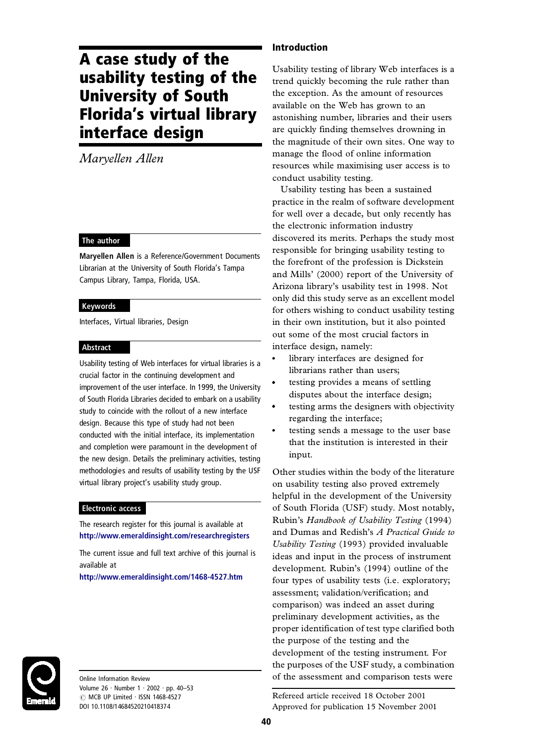# A case study of the usability testing of the University of South Florida's virtual library interface design

*Maryellen Allen*

## The author

**Maryellen Allen** is a Reference/Government Documents Librarian at the University of South Florida's Tampa Campus Library, Tampa, Florida, USA.

## Keywords

Interfaces, Virtual libraries, Design

## Abstract

Usability testing of Web interfaces for virtual libraries is a crucial factor in the continuing development and improvement of the user interface. In 1999, the University of South Florida Libraries decided to embark on a usability study to coincide with the rollout of a new interface design. Because this type of study had not been conducted with the initial interface, its implementation and completion were paramount in the development of the new design. Details the preliminary activities, testing methodologies and results of usability testing by the USF virtual library project's usability study group.

## Electronic access

The research register for this journal is available at
**http://www.emeraldinsight.com/researchregisters**

The current issue and full text archive of this journal is available at
**http://www.emeraldinsight.com/1468-4527.htm**

Online Information Review
Volume 26 · Number 1 · 2002 · pp. 40–53
© MCB UP Limited · ISSN 1468-4527
DOI 10.1108/14684520210418374

## Introduction

Usability testing of library Web interfaces is a trend quickly becoming the rule rather than the exception. As the amount of resources available on the Web has grown to an astonishing number, libraries and their users are quickly finding themselves drowning in the magnitude of their own sites. One way to manage the flood of online information resources while maximising user access is to conduct usability testing.

Usability testing has been a sustained practice in the realm of software development for well over a decade, but only recently has the electronic information industry discovered its merits. Perhaps the study most responsible for bringing usability testing to the forefront of the profession is Dickstein and Mills' (2000) report of the University of Arizona library's usability test in 1998. Not only did this study serve as an excellent model for others wishing to conduct usability testing in their own institution, but it also pointed out some of the most crucial factors in interface design, namely:

- library interfaces are designed for librarians rather than users;
- testing provides a means of settling disputes about the interface design;
- testing arms the designers with objectivity regarding the interface;
- testing sends a message to the user base that the institution is interested in their input.

Other studies within the body of the literature on usability testing also proved extremely helpful in the development of the University of South Florida (USF) study. Most notably, Rubin's *Handbook of Usability Testing* (1994) and Dumas and Redish's *A Practical Guide to Usability Testing* (1993) provided invaluable ideas and input in the process of instrument development. Rubin's (1994) outline of the four types of usability tests (i.e. exploratory; assessment; validation/verification; and comparison) was indeed an asset during preliminary development activities, as the proper identification of test type clarified both the purpose of the testing and the development of the testing instrument. For the purposes of the USF study, a combination of the assessment and comparison tests were

Refereed article received 18 October 2001
Approved for publication 15 November 2001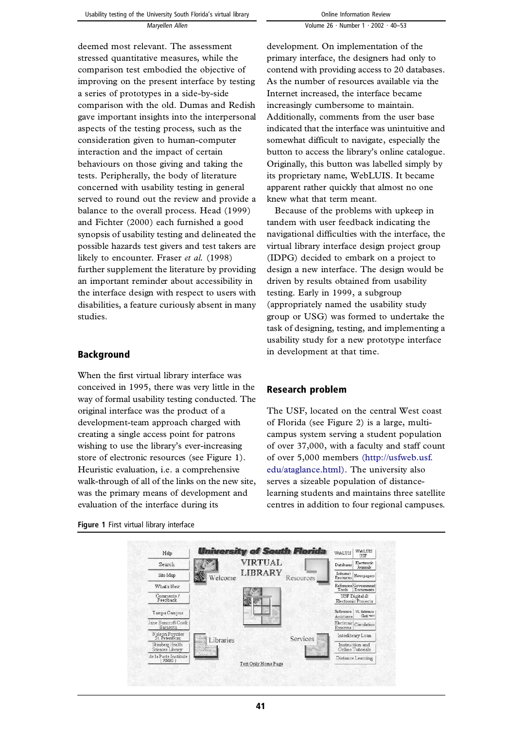deemed most relevant. The assessment stressed quantitative measures, while the comparison test embodied the objective of improving on the present interface by testing a series of prototypes in a side-by-side comparison with the old. Dumas and Redish gave important insights into the interpersonal aspects of the testing process, such as the consideration given to human-computer interaction and the impact of certain behaviours on those giving and taking the tests. Peripherally, the body of literature concerned with usability testing in general served to round out the review and provide a balance to the overall process. Head (1999) and Fichter (2000) each furnished a good synopsis of usability testing and delineated the possible hazards test givers and test takers are likely to encounter. Fraser *et al.* (1998) further supplement the literature by providing an important reminder about accessibility in the interface design with respect to users with disabilities, a feature curiously absent in many studies.

## Background

When the first virtual library interface was conceived in 1995, there was very little in the way of formal usability testing conducted. The original interface was the product of a development-team approach charged with creating a single access point for patrons wishing to use the library's ever-increasing store of electronic resources (see Figure 1). Heuristic evaluation, i.e. a comprehensive walk-through of all of the links on the new site, was the primary means of development and evaluation of the interface during its development. On implementation of the primary interface, the designers had only to contend with providing access to 20 databases. As the number of resources available via the Internet increased, the interface became increasingly cumbersome to maintain. Additionally, comments from the user base indicated that the interface was unintuitive and somewhat difficult to navigate, especially the button to access the library's online catalogue. Originally, this button was labelled simply by its proprietary name, WebLUIS. It became apparent rather quickly that almost no one knew what that term meant.

Because of the problems with upkeep in tandem with user feedback indicating the navigational difficulties with the interface, the virtual library interface design project group (IDPG) decided to embark on a project to design a new interface. The design would be driven by results obtained from usability testing. Early in 1999, a subgroup (appropriately named the usability study group or USG) was formed to undertake the task of designing, testing, and implementing a usability study for a new prototype interface in development at that time.

## Research problem

The USF, located on the central West coast of Florida (see Figure 2) is a large, multi-campus system serving a student population of over 37,000, with a faculty and staff count of over 5,000 members (http://usfweb.usf.edu/ataglance.html). The university also serves a sizeable population of distance-learning students and maintains three satellite centres in addition to four regional campuses.

**Figure 1** First virtual library interface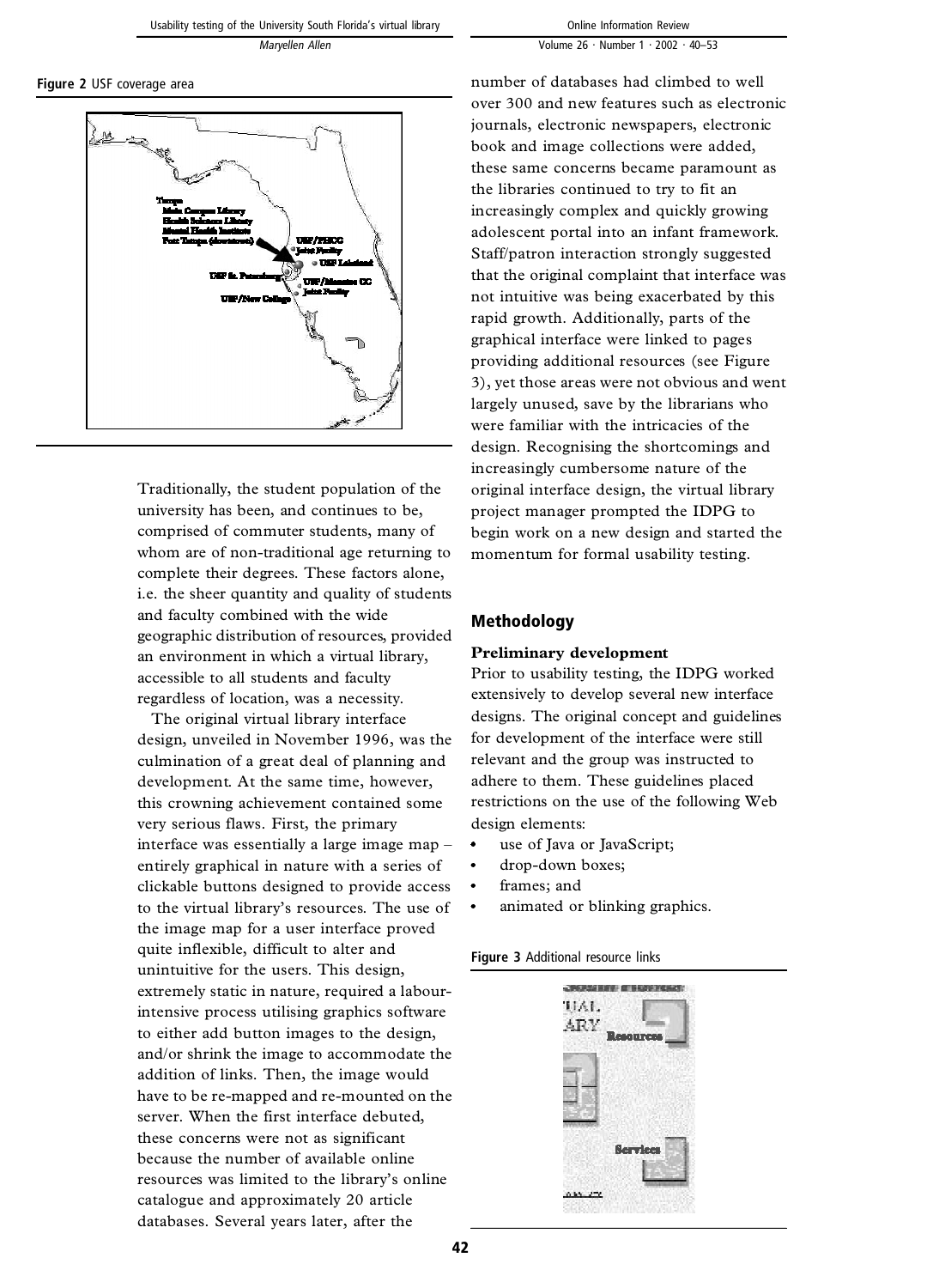Figure 2 USF coverage area

Traditionally, the student population of the university has been, and continues to be, comprised of commuter students, many of whom are of non-traditional age returning to complete their degrees. These factors alone, i.e. the sheer quantity and quality of students and faculty combined with the wide geographic distribution of resources, provided an environment in which a virtual library, accessible to all students and faculty regardless of location, was a necessity.

The original virtual library interface design, unveiled in November 1996, was the culmination of a great deal of planning and development. At the same time, however, this crowning achievement contained some very serious flaws. First, the primary interface was essentially a large image map – entirely graphical in nature with a series of clickable buttons designed to provide access to the virtual library's resources. The use of the image map for a user interface proved quite inflexible, difficult to alter and unintuitive for the users. This design, extremely static in nature, required a labour-intensive process utilising graphics software to either add button images to the design, and/or shrink the image to accommodate the addition of links. Then, the image would have to be re-mapped and re-mounted on the server. When the first interface debuted, these concerns were not as significant because the number of available online resources was limited to the library's online catalogue and approximately 20 article databases. Several years later, after the number of databases had climbed to well over 300 and new features such as electronic journals, electronic newspapers, electronic book and image collections were added, these same concerns became paramount as the libraries continued to try to fit an increasingly complex and quickly growing adolescent portal into an infant framework. Staff/patron interaction strongly suggested that the original complaint that interface was not intuitive was being exacerbated by this rapid growth. Additionally, parts of the graphical interface were linked to pages providing additional resources (see Figure 3), yet those areas were not obvious and went largely unused, save by the librarians who were familiar with the intricacies of the design. Recognising the shortcomings and increasingly cumbersome nature of the original interface design, the virtual library project manager prompted the IDPG to begin work on a new design and started the momentum for formal usability testing.

## Methodology

### Preliminary development

Prior to usability testing, the IDPG worked extensively to develop several new interface designs. The original concept and guidelines for development of the interface were still relevant and the group was instructed to adhere to them. These guidelines placed restrictions on the use of the following Web design elements:

- use of Java or JavaScript;
- drop-down boxes;
- frames; and
- animated or blinking graphics.

Figure 3 Additional resource links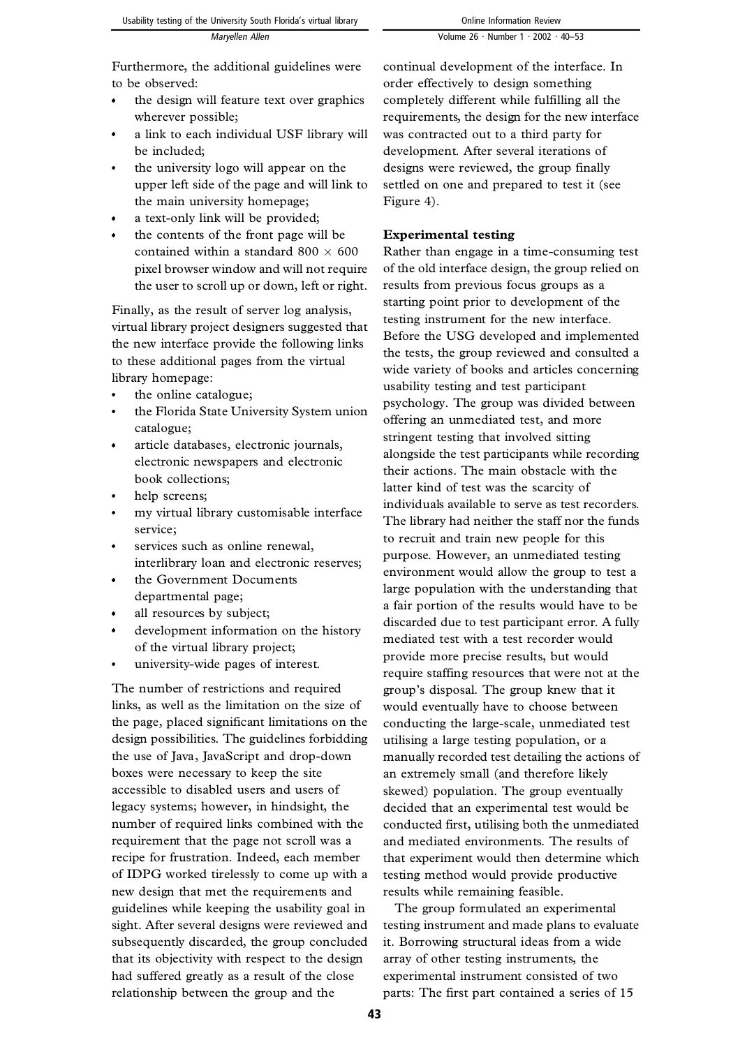Furthermore, the additional guidelines were to be observed:

- the design will feature text over graphics wherever possible;
- a link to each individual USF library will be included;
- the university logo will appear on the upper left side of the page and will link to the main university homepage;
- a text-only link will be provided;
- the contents of the front page will be contained within a standard 800 × 600 pixel browser window and will not require the user to scroll up or down, left or right.

Finally, as the result of server log analysis, virtual library project designers suggested that the new interface provide the following links to these additional pages from the virtual library homepage:

- the online catalogue;
- the Florida State University System union catalogue;
- article databases, electronic journals, electronic newspapers and electronic book collections;
- help screens;
- my virtual library customisable interface service;
- services such as online renewal, interlibrary loan and electronic reserves;
- the Government Documents departmental page;
- all resources by subject;
- development information on the history of the virtual library project;
- university-wide pages of interest.

The number of restrictions and required links, as well as the limitation on the size of the page, placed significant limitations on the design possibilities. The guidelines forbidding the use of Java, JavaScript and drop-down boxes were necessary to keep the site accessible to disabled users and users of legacy systems; however, in hindsight, the number of required links combined with the requirement that the page not scroll was a recipe for frustration. Indeed, each member of IDPG worked tirelessly to come up with a new design that met the requirements and guidelines while keeping the usability goal in sight. After several designs were reviewed and subsequently discarded, the group concluded that its objectivity with respect to the design had suffered greatly as a result of the close relationship between the group and the continual development of the interface. In order effectively to design something completely different while fulfilling all the requirements, the design for the new interface was contracted out to a third party for development. After several iterations of designs were reviewed, the group finally settled on one and prepared to test it (see Figure 4).

**Experimental testing**

Rather than engage in a time-consuming test of the old interface design, the group relied on results from previous focus groups as a starting point prior to development of the testing instrument for the new interface. Before the USG developed and implemented the tests, the group reviewed and consulted a wide variety of books and articles concerning usability testing and test participant psychology. The group was divided between offering an unmediated test, and more stringent testing that involved sitting alongside the test participants while recording their actions. The main obstacle with the latter kind of test was the scarcity of individuals available to serve as test recorders. The library had neither the staff nor the funds to recruit and train new people for this purpose. However, an unmediated testing environment would allow the group to test a large population with the understanding that a fair portion of the results would have to be discarded due to test participant error. A fully mediated test with a test recorder would provide more precise results, but would require staffing resources that were not at the group's disposal. The group knew that it would eventually have to choose between conducting the large-scale, unmediated test utilising a large testing population, or a manually recorded test detailing the actions of an extremely small (and therefore likely skewed) population. The group eventually decided that an experimental test would be conducted first, utilising both the unmediated and mediated environments. The results of that experiment would then determine which testing method would provide productive results while remaining feasible.

The group formulated an experimental testing instrument and made plans to evaluate it. Borrowing structural ideas from a wide array of other testing instruments, the experimental instrument consisted of two parts: The first part contained a series of 15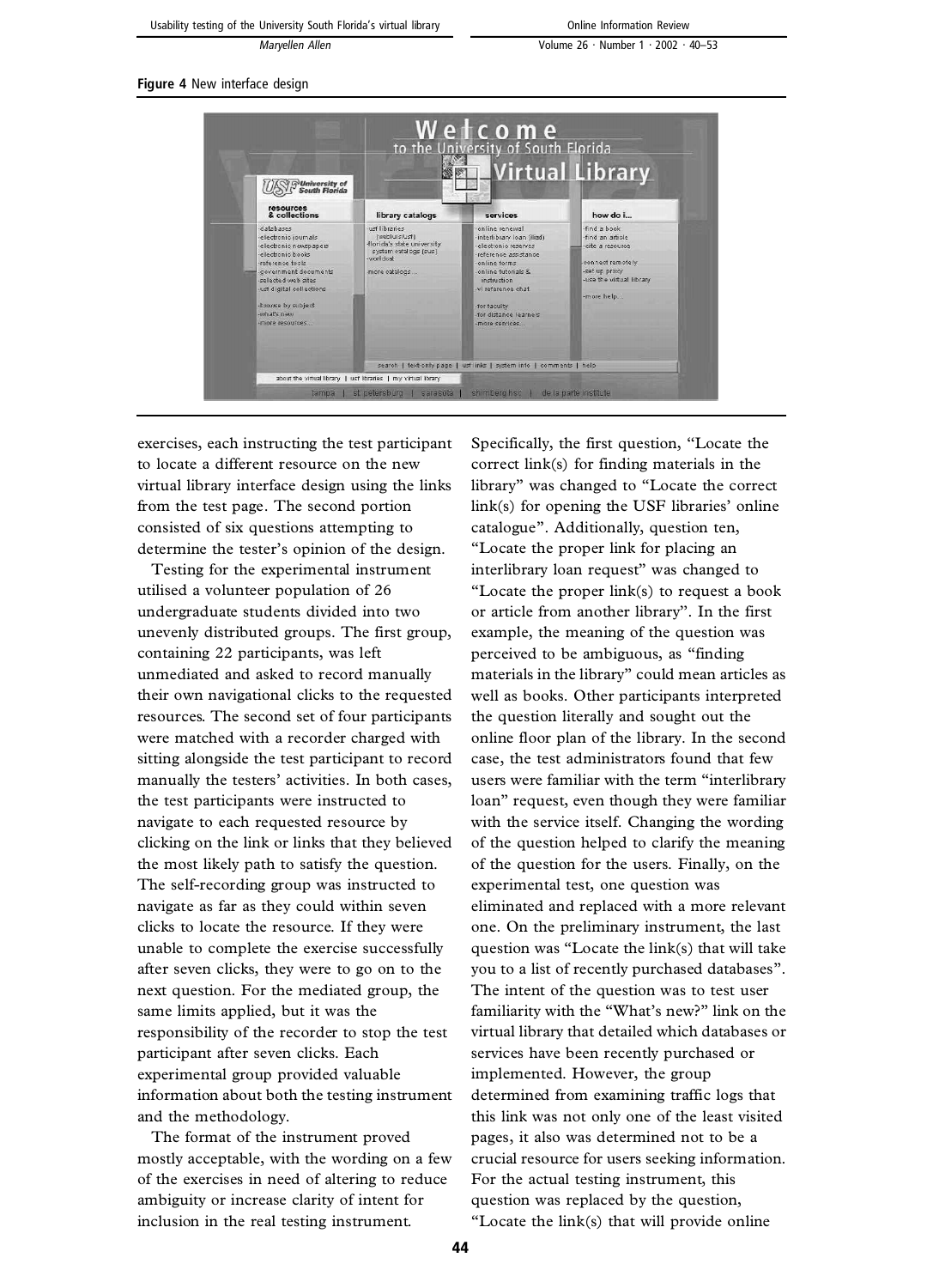Figure 4 New interface design

exercises, each instructing the test participant to locate a different resource on the new virtual library interface design using the links from the test page. The second portion consisted of six questions attempting to determine the tester's opinion of the design.

Testing for the experimental instrument utilised a volunteer population of 26 undergraduate students divided into two unevenly distributed groups. The first group, containing 22 participants, was left unmediated and asked to record manually their own navigational clicks to the requested resources. The second set of four participants were matched with a recorder charged with sitting alongside the test participant to record manually the testers' activities. In both cases, the test participants were instructed to navigate to each requested resource by clicking on the link or links that they believed the most likely path to satisfy the question. The self-recording group was instructed to navigate as far as they could within seven clicks to locate the resource. If they were unable to complete the exercise successfully after seven clicks, they were to go on to the next question. For the mediated group, the same limits applied, but it was the responsibility of the recorder to stop the test participant after seven clicks. Each experimental group provided valuable information about both the testing instrument and the methodology.

The format of the instrument proved mostly acceptable, with the wording on a few of the exercises in need of altering to reduce ambiguity or increase clarity of intent for inclusion in the real testing instrument. Specifically, the first question, "Locate the correct link(s) for finding materials in the library" was changed to "Locate the correct link(s) for opening the USF libraries' online catalogue". Additionally, question ten, "Locate the proper link for placing an interlibrary loan request" was changed to "Locate the proper link(s) to request a book or article from another library". In the first example, the meaning of the question was perceived to be ambiguous, as "finding materials in the library" could mean articles as well as books. Other participants interpreted the question literally and sought out the online floor plan of the library. In the second case, the test administrators found that few users were familiar with the term "interlibrary loan" request, even though they were familiar with the service itself. Changing the wording of the question helped to clarify the meaning of the question for the users. Finally, on the experimental test, one question was eliminated and replaced with a more relevant one. On the preliminary instrument, the last question was "Locate the link(s) that will take you to a list of recently purchased databases". The intent of the question was to test user familiarity with the "What's new?" link on the virtual library that detailed which databases or services have been recently purchased or implemented. However, the group determined from examining traffic logs that this link was not only one of the least visited pages, it also was determined not to be a crucial resource for users seeking information. For the actual testing instrument, this question was replaced by the question, "Locate the link(s) that will provide online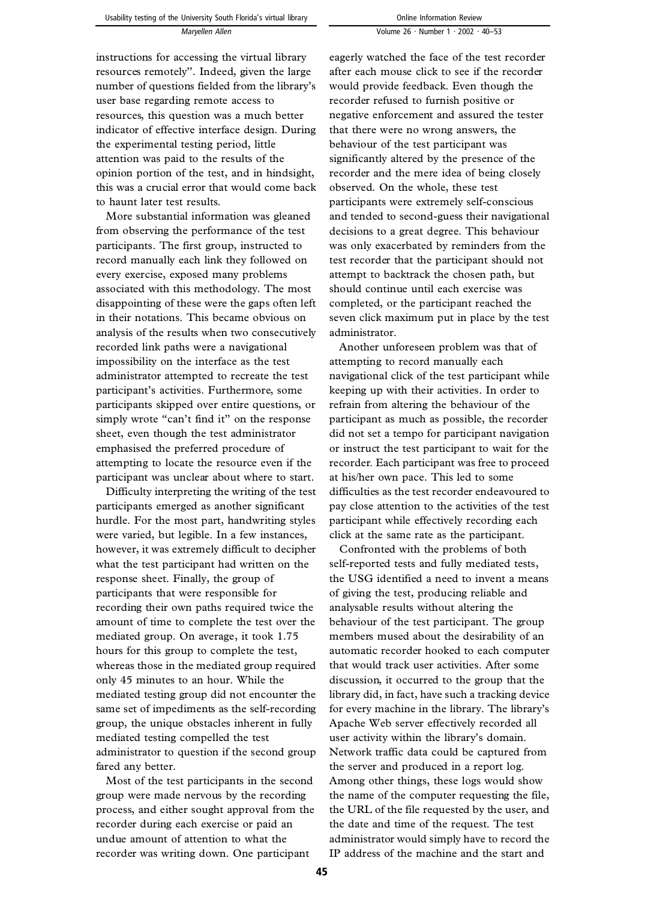instructions for accessing the virtual library resources remotely". Indeed, given the large number of questions fielded from the library's user base regarding remote access to resources, this question was a much better indicator of effective interface design. During the experimental testing period, little attention was paid to the results of the opinion portion of the test, and in hindsight, this was a crucial error that would come back to haunt later test results.

More substantial information was gleaned from observing the performance of the test participants. The first group, instructed to record manually each link they followed on every exercise, exposed many problems associated with this methodology. The most disappointing of these were the gaps often left in their notations. This became obvious on analysis of the results when two consecutively recorded link paths were a navigational impossibility on the interface as the test administrator attempted to recreate the test participant's activities. Furthermore, some participants skipped over entire questions, or simply wrote "can't find it" on the response sheet, even though the test administrator emphasised the preferred procedure of attempting to locate the resource even if the participant was unclear about where to start.

Difficulty interpreting the writing of the test participants emerged as another significant hurdle. For the most part, handwriting styles were varied, but legible. In a few instances, however, it was extremely difficult to decipher what the test participant had written on the response sheet. Finally, the group of participants that were responsible for recording their own paths required twice the amount of time to complete the test over the mediated group. On average, it took 1.75 hours for this group to complete the test, whereas those in the mediated group required only 45 minutes to an hour. While the mediated testing group did not encounter the same set of impediments as the self-recording group, the unique obstacles inherent in fully mediated testing compelled the test administrator to question if the second group fared any better.

Most of the test participants in the second group were made nervous by the recording process, and either sought approval from the recorder during each exercise or paid an undue amount of attention to what the recorder was writing down. One participant eagerly watched the face of the test recorder after each mouse click to see if the recorder would provide feedback. Even though the recorder refused to furnish positive or negative enforcement and assured the tester that there were no wrong answers, the behaviour of the test participant was significantly altered by the presence of the recorder and the mere idea of being closely observed. On the whole, these test participants were extremely self-conscious and tended to second-guess their navigational decisions to a great degree. This behaviour was only exacerbated by reminders from the test recorder that the participant should not attempt to backtrack the chosen path, but should continue until each exercise was completed, or the participant reached the seven click maximum put in place by the test administrator.

Another unforeseen problem was that of attempting to record manually each navigational click of the test participant while keeping up with their activities. In order to refrain from altering the behaviour of the participant as much as possible, the recorder did not set a tempo for participant navigation or instruct the test participant to wait for the recorder. Each participant was free to proceed at his/her own pace. This led to some difficulties as the test recorder endeavoured to pay close attention to the activities of the test participant while effectively recording each click at the same rate as the participant.

Confronted with the problems of both self-reported tests and fully mediated tests, the USG identified a need to invent a means of giving the test, producing reliable and analysable results without altering the behaviour of the test participant. The group members mused about the desirability of an automatic recorder hooked to each computer that would track user activities. After some discussion, it occurred to the group that the library did, in fact, have such a tracking device for every machine in the library. The library's Apache Web server effectively recorded all user activity within the library's domain. Network traffic data could be captured from the server and produced in a report log. Among other things, these logs would show the name of the computer requesting the file, the URL of the file requested by the user, and the date and time of the request. The test administrator would simply have to record the IP address of the machine and the start and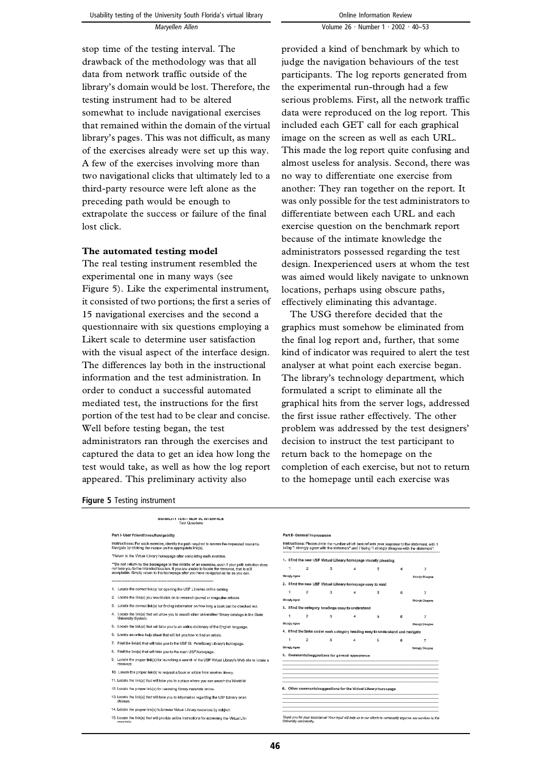stop time of the testing interval. The drawback of the methodology was that all data from network traffic outside of the library's domain would be lost. Therefore, the testing instrument had to be altered somewhat to include navigational exercises that remained within the domain of the virtual library's pages. This was not difficult, as many of the exercises already were set up this way. A few of the exercises involving more than two navigational clicks that ultimately led to a third-party resource were left alone as the preceding path would be enough to extrapolate the success or failure of the final lost click.

**The automated testing model**

The real testing instrument resembled the experimental one in many ways (see Figure 5). Like the experimental instrument, it consisted of two portions; the first a series of 15 navigational exercises and the second a questionnaire with six questions employing a Likert scale to determine user satisfaction with the visual aspect of the interface design. The differences lay both in the instructional information and the test administration. In order to conduct a successful automated mediated test, the instructions for the first portion of the test had to be clear and concise. Well before testing began, the test administrators ran through the exercises and captured the data to get an idea how long the test would take, as well as how the log report appeared. This preliminary activity also provided a kind of benchmark by which to judge the navigation behaviours of the test participants. The log reports generated from the experimental run-through had a few serious problems. First, all the network traffic data were reproduced on the log report. This included each GET call for each graphical image on the screen as well as each URL. This made the log report quite confusing and almost useless for analysis. Second, there was no way to differentiate one exercise from another: They ran together on the report. It was only possible for the test administrators to differentiate between each URL and each exercise question on the benchmark report because of the intimate knowledge the administrators possessed regarding the test design. Inexperienced users at whom the test was aimed would likely navigate to unknown locations, perhaps using obscure paths, effectively eliminating this advantage.

The USG therefore decided that the graphics must somehow be eliminated from the final log report and, further, that some kind of indicator was required to alert the test analyser at what point each exercise began. The library's technology department, which formulated a script to eliminate all the graphical hits from the server logs, addressed the first issue rather effectively. The other problem was addressed by the test designers' decision to instruct the test participant to return back to the homepage on the completion of each exercise, but not to return to the homepage until each exercise was

**Figure 5** Testing instrument

USABILITY TEST - NEW VL INTERFACE
Test Questions

**Part I- User Friendliness/Navigability**

**Instructions:** For each exercise, identify the path required to access the requested resource. Navigate by clicking the mouse on the appropriate link(s).

*Return to the Virtual Library homepage after completing each exercise.

**Do not return to the homepage in the middle of an exercise, even if your path selection does not take you to the intended location. If you are unable to locate the resource, that is still acceptable. Simply return to the homepage after you have navigated as far as you can.

1. Locate the correct link(s) for opening the USF Libraries online catalog
2. Locate the link(s) you would click on to research journal or magazine articles
3. Locate the correct link(s) for finding information on how long a book can be checked out.
4. Locate the link(s) that will allow you to search other universities' library catalogs in the State University System.
5. Locate the link(s) that will take you to an online dictionary of the English language.
6. Locate an online help sheet that will tell you how to find an article.
7. Find the link(s) that will take you to the USF St. Petersburg Library's homepage.
8. Find the link(s) that will take you to the main USF homepage.
9. Locate the proper link(s) for launching a search of the USF Virtual Library's Web site to locate a resource.
10. Locate the proper link(s) to request a book or article from another library.
11. Locate the link(s) that will take you to a place where you can search the World W
12. Locate the proper link(s) for renewing library materials online.
13. Locate the link(s) that will take you to information regarding the USF Library orien classes.
14. Locate the proper link(s) to browse Virtual Library resources by subject.
15. Locate the link(s) that will provide online instructions for accessing the Virtual Libr remotely.

**Part II- General Impressions**

**Instructions:** Please circle the number which best reflects your response to the statement, with 1 being "I strongly agree with the statement" and 7 being "I strongly disagree with the statement".

1. I find the new USF Virtual Library homepage visually pleasing.

1 2 3 4 5 6 7
Strongly Agree — Strongly Disagree

2. I find the new USF Virtual Library homepage easy to read

1 2 3 4 5 6 7
Strongly Agree — Strongly Disagree

3. I find the category headings easy to understand

1 2 3 4 5 6 7
Strongly Agree — Strongly Disagree

4. I find the links under each category heading easy to understand and navigate

1 2 3 4 5 6 7
Strongly Agree — Strongly Disagree

5. Comments/suggestions for general appearance

6. Other comments/suggestions for the Virtual Library homepage

*Thank you for your assistance! Your input will help us in our efforts to continually improve our services to the University community.*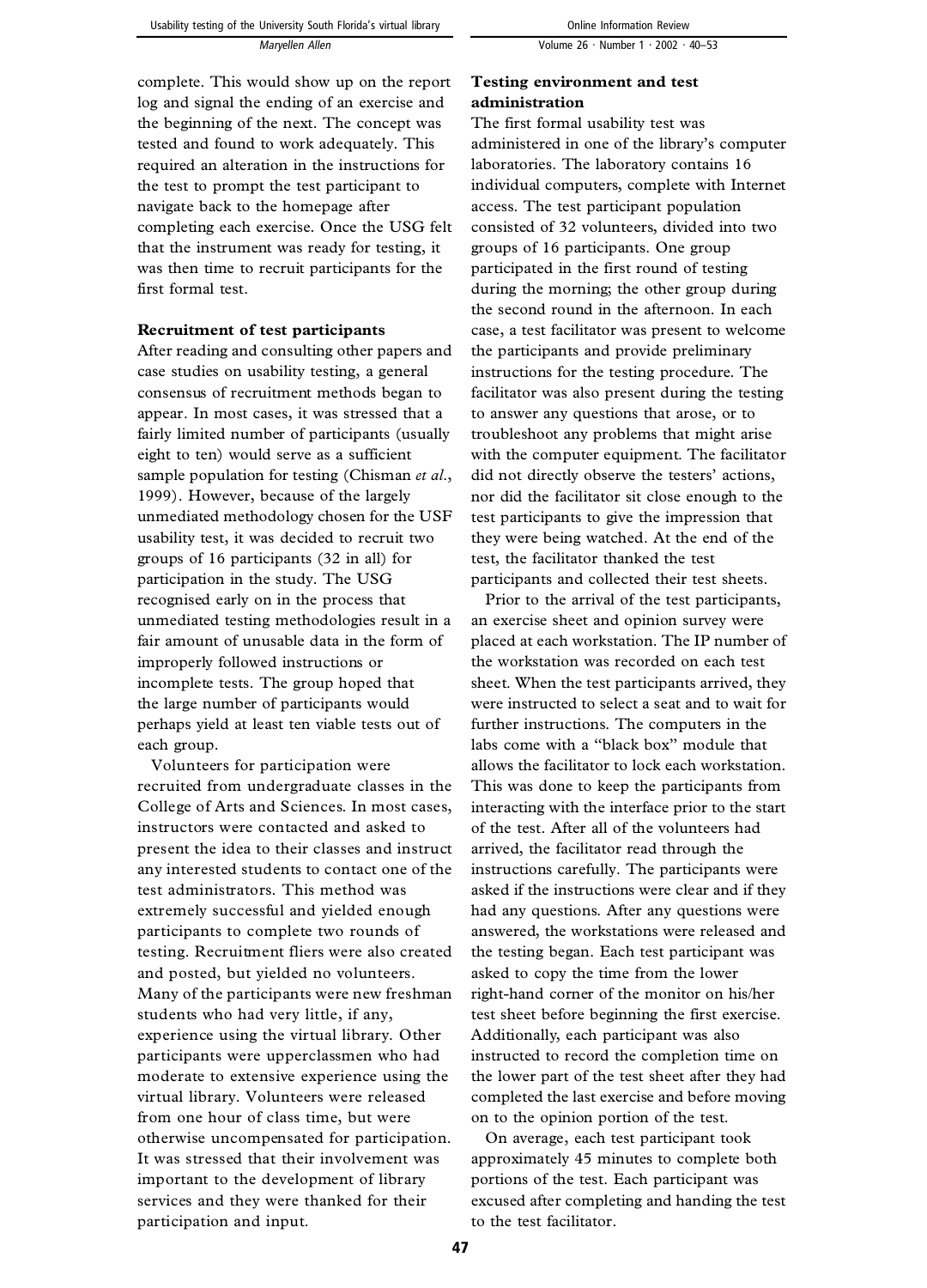complete. This would show up on the report log and signal the ending of an exercise and the beginning of the next. The concept was tested and found to work adequately. This required an alteration in the instructions for the test to prompt the test participant to navigate back to the homepage after completing each exercise. Once the USG felt that the instrument was ready for testing, it was then time to recruit participants for the first formal test.

**Recruitment of test participants**

After reading and consulting other papers and case studies on usability testing, a general consensus of recruitment methods began to appear. In most cases, it was stressed that a fairly limited number of participants (usually eight to ten) would serve as a sufficient sample population for testing (Chisman *et al.*, 1999). However, because of the largely unmediated methodology chosen for the USF usability test, it was decided to recruit two groups of 16 participants (32 in all) for participation in the study. The USG recognised early on in the process that unmediated testing methodologies result in a fair amount of unusable data in the form of improperly followed instructions or incomplete tests. The group hoped that the large number of participants would perhaps yield at least ten viable tests out of each group.

Volunteers for participation were recruited from undergraduate classes in the College of Arts and Sciences. In most cases, instructors were contacted and asked to present the idea to their classes and instruct any interested students to contact one of the test administrators. This method was extremely successful and yielded enough participants to complete two rounds of testing. Recruitment fliers were also created and posted, but yielded no volunteers. Many of the participants were new freshman students who had very little, if any, experience using the virtual library. Other participants were upperclassmen who had moderate to extensive experience using the virtual library. Volunteers were released from one hour of class time, but were otherwise uncompensated for participation. It was stressed that their involvement was important to the development of library services and they were thanked for their participation and input.

**Testing environment and test administration**

The first formal usability test was administered in one of the library's computer laboratories. The laboratory contains 16 individual computers, complete with Internet access. The test participant population consisted of 32 volunteers, divided into two groups of 16 participants. One group participated in the first round of testing during the morning; the other group during the second round in the afternoon. In each case, a test facilitator was present to welcome the participants and provide preliminary instructions for the testing procedure. The facilitator was also present during the testing to answer any questions that arose, or to troubleshoot any problems that might arise with the computer equipment. The facilitator did not directly observe the testers' actions, nor did the facilitator sit close enough to the test participants to give the impression that they were being watched. At the end of the test, the facilitator thanked the test participants and collected their test sheets.

Prior to the arrival of the test participants, an exercise sheet and opinion survey were placed at each workstation. The IP number of the workstation was recorded on each test sheet. When the test participants arrived, they were instructed to select a seat and to wait for further instructions. The computers in the labs come with a "black box" module that allows the facilitator to lock each workstation. This was done to keep the participants from interacting with the interface prior to the start of the test. After all of the volunteers had arrived, the facilitator read through the instructions carefully. The participants were asked if the instructions were clear and if they had any questions. After any questions were answered, the workstations were released and the testing began. Each test participant was asked to copy the time from the lower right-hand corner of the monitor on his/her test sheet before beginning the first exercise. Additionally, each participant was also instructed to record the completion time on the lower part of the test sheet after they had completed the last exercise and before moving on to the opinion portion of the test.

On average, each test participant took approximately 45 minutes to complete both portions of the test. Each participant was excused after completing and handing the test to the test facilitator.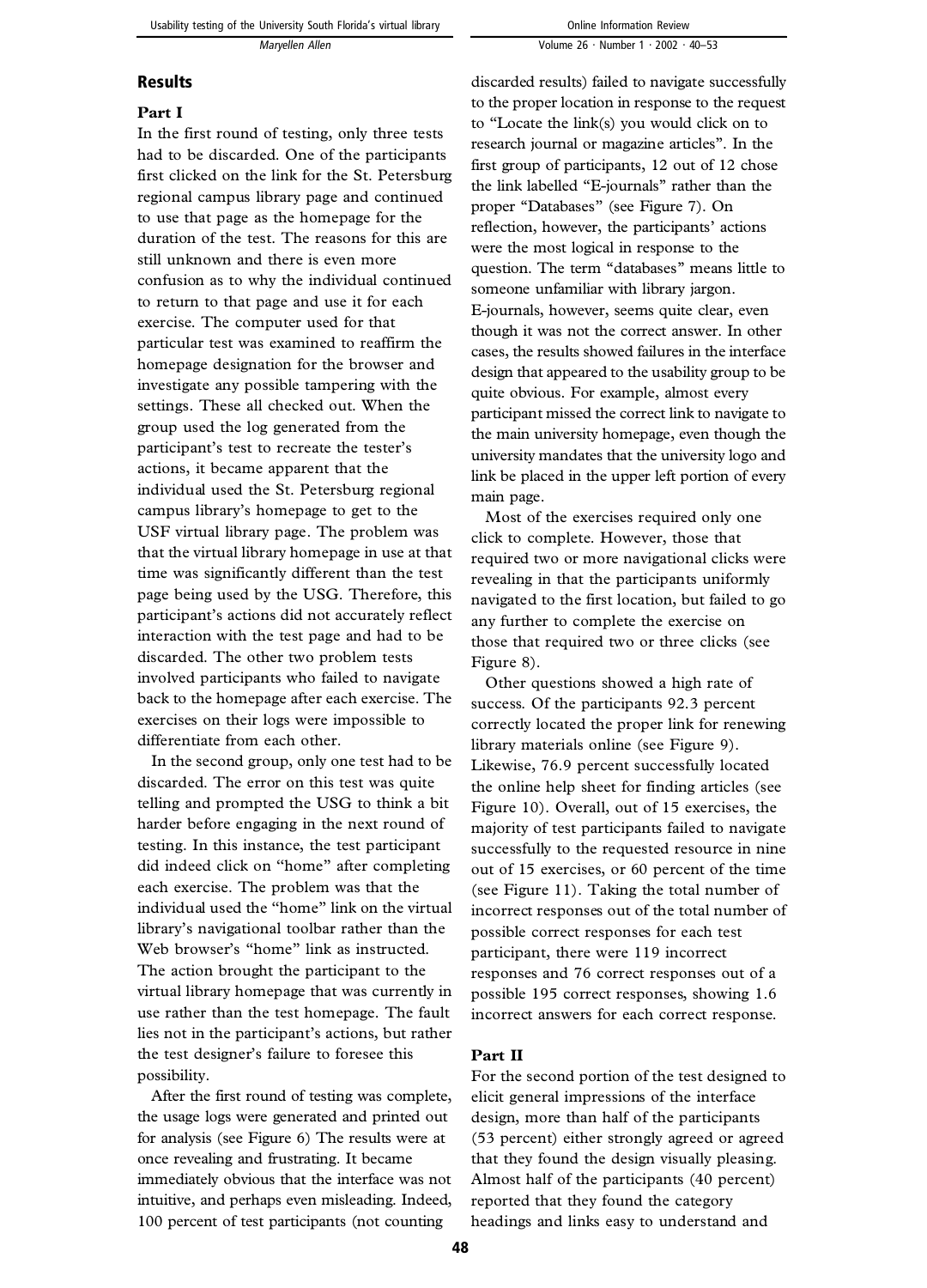## Results

### Part I

In the first round of testing, only three tests had to be discarded. One of the participants first clicked on the link for the St. Petersburg regional campus library page and continued to use that page as the homepage for the duration of the test. The reasons for this are still unknown and there is even more confusion as to why the individual continued to return to that page and use it for each exercise. The computer used for that particular test was examined to reaffirm the homepage designation for the browser and investigate any possible tampering with the settings. These all checked out. When the group used the log generated from the participant's test to recreate the tester's actions, it became apparent that the individual used the St. Petersburg regional campus library's homepage to get to the USF virtual library page. The problem was that the virtual library homepage in use at that time was significantly different than the test page being used by the USG. Therefore, this participant's actions did not accurately reflect interaction with the test page and had to be discarded. The other two problem tests involved participants who failed to navigate back to the homepage after each exercise. The exercises on their logs were impossible to differentiate from each other.

In the second group, only one test had to be discarded. The error on this test was quite telling and prompted the USG to think a bit harder before engaging in the next round of testing. In this instance, the test participant did indeed click on "home" after completing each exercise. The problem was that the individual used the "home" link on the virtual library's navigational toolbar rather than the Web browser's "home" link as instructed. The action brought the participant to the virtual library homepage that was currently in use rather than the test homepage. The fault lies not in the participant's actions, but rather the test designer's failure to foresee this possibility.

After the first round of testing was complete, the usage logs were generated and printed out for analysis (see Figure 6) The results were at once revealing and frustrating. It became immediately obvious that the interface was not intuitive, and perhaps even misleading. Indeed, 100 percent of test participants (not counting discarded results) failed to navigate successfully to the proper location in response to the request to "Locate the link(s) you would click on to research journal or magazine articles". In the first group of participants, 12 out of 12 chose the link labelled "E-journals" rather than the proper "Databases" (see Figure 7). On reflection, however, the participants' actions were the most logical in response to the question. The term "databases" means little to someone unfamiliar with library jargon. E-journals, however, seems quite clear, even though it was not the correct answer. In other cases, the results showed failures in the interface design that appeared to the usability group to be quite obvious. For example, almost every participant missed the correct link to navigate to the main university homepage, even though the university mandates that the university logo and link be placed in the upper left portion of every main page.

Most of the exercises required only one click to complete. However, those that required two or more navigational clicks were revealing in that the participants uniformly navigated to the first location, but failed to go any further to complete the exercise on those that required two or three clicks (see Figure 8).

Other questions showed a high rate of success. Of the participants 92.3 percent correctly located the proper link for renewing library materials online (see Figure 9). Likewise, 76.9 percent successfully located the online help sheet for finding articles (see Figure 10). Overall, out of 15 exercises, the majority of test participants failed to navigate successfully to the requested resource in nine out of 15 exercises, or 60 percent of the time (see Figure 11). Taking the total number of incorrect responses out of the total number of possible correct responses for each test participant, there were 119 incorrect responses and 76 correct responses out of a possible 195 correct responses, showing 1.6 incorrect answers for each correct response.

### Part II

For the second portion of the test designed to elicit general impressions of the interface design, more than half of the participants (53 percent) either strongly agreed or agreed that they found the design visually pleasing. Almost half of the participants (40 percent) reported that they found the category headings and links easy to understand and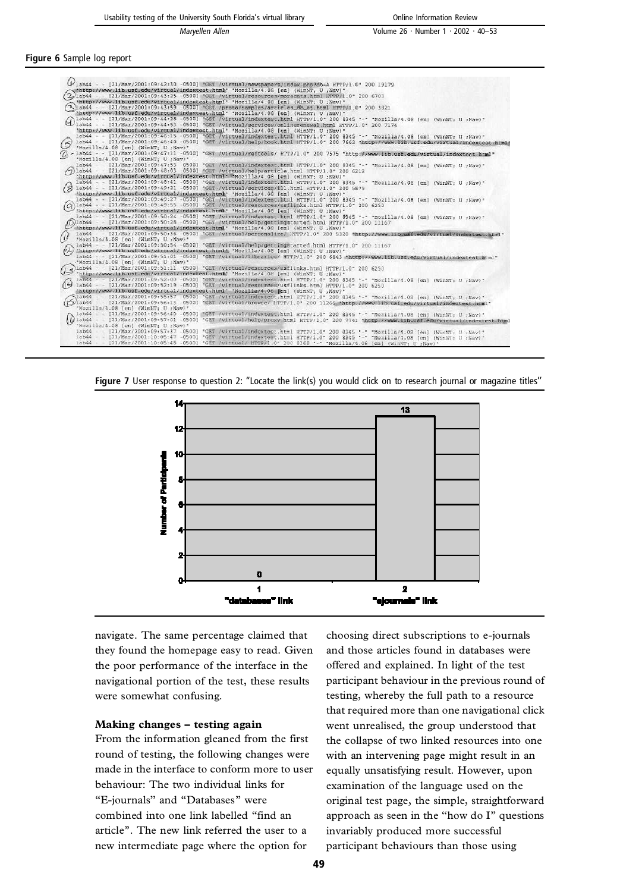**Figure 6** Sample log report

**Figure 7** User response to question 2: "Locate the link(s) you would click on to research journal or magazine titles"

navigate. The same percentage claimed that they found the homepage easy to read. Given the poor performance of the interface in the navigational portion of the test, these results were somewhat confusing.

### Making changes – testing again

From the information gleaned from the first round of testing, the following changes were made in the interface to conform more to user behaviour: The two individual links for "E-journals" and "Databases" were combined into one link labelled "find an article". The new link referred the user to a new intermediate page where the option for choosing direct subscriptions to e-journals and those articles found in databases were offered and explained. In light of the test participant behaviour in the previous round of testing, whereby the full path to a resource that required more than one navigational click went unrealised, the group understood that the collapse of two linked resources into one with an intervening page might result in an equally unsatisfying result. However, upon examination of the language used on the original test page, the simple, straightforward approach as seen in the "how do I" questions invariably produced more successful participant behaviours than those using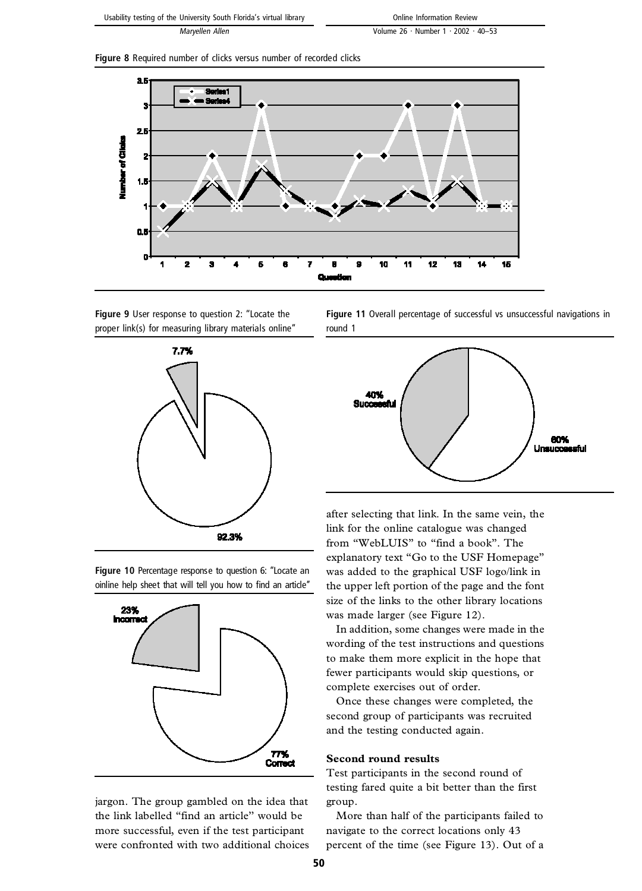Figure 8 Required number of clicks versus number of recorded clicks

Figure 9 User response to question 2: "Locate the proper link(s) for measuring library materials online"

Figure 10 Percentage response to question 6: "Locate an oinline help sheet that will tell you how to find an article"

jargon. The group gambled on the idea that the link labelled "find an article" would be more successful, even if the test participant were confronted with two additional choices

Figure 11 Overall percentage of successful vs unsuccessful navigations in round 1

after selecting that link. In the same vein, the link for the online catalogue was changed from "WebLUIS" to "find a book". The explanatory text "Go to the USF Homepage" was added to the graphical USF logo/link in the upper left portion of the page and the font size of the links to the other library locations was made larger (see Figure 12).

In addition, some changes were made in the wording of the test instructions and questions to make them more explicit in the hope that fewer participants would skip questions, or complete exercises out of order.

Once these changes were completed, the second group of participants was recruited and the testing conducted again.

### Second round results

Test participants in the second round of testing fared quite a bit better than the first group.

More than half of the participants failed to navigate to the correct locations only 43 percent of the time (see Figure 13). Out of a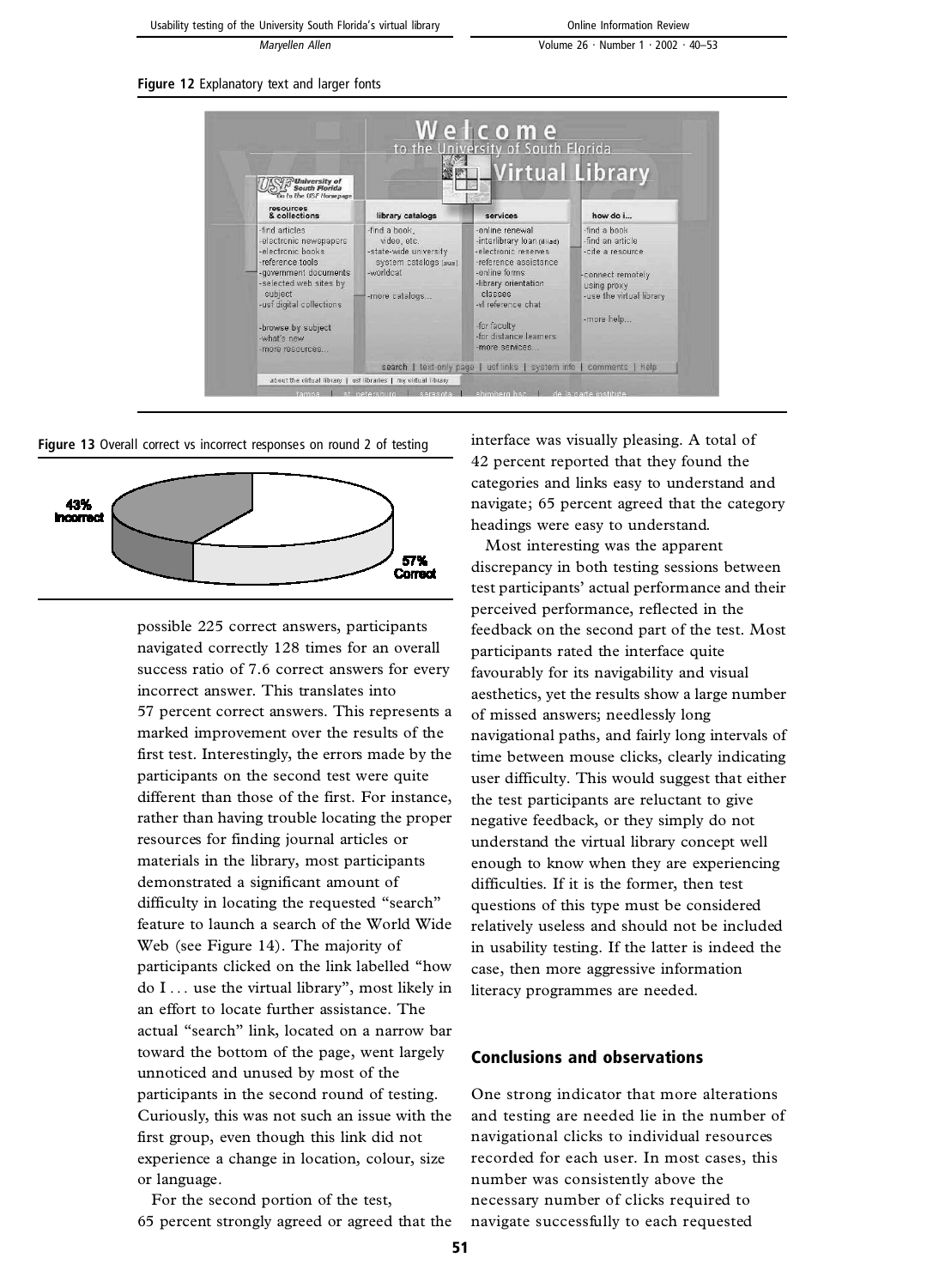**Figure 12** Explanatory text and larger fonts

Welcome
to the University of South Florida
Virtual Library

USF University of South Florida
Go to the USF Homepage

resources & collections
-find articles
-electronic newspapers
-electronic books
-reference tools
-government documents
-selected web sites by subject
-usf digital collections

-browse by subject
-what's new
-more resources...

library catalogs
-find a book, video, etc.
-state-wide university system catalogs (sus)
-worldcat

-more catalogs...

services
-online renewal
-interlibrary loan (illiad)
-electronic reserves
-reference assistance
-online forms
-library orientation classes
-vl reference chat

-for faculty
-for distance learners
-more services...

how do i...
-find a book
-find an article
-cite a resource

-connect remotely using proxy
-use the virtual library

-more help...

search | text-only page | usf links | system info | comments | help

about the virtual library | usf libraries | my virtual library

tampa | st. petersburg | sarasota | shimberg hsc | de la parte institute

**Figure 13** Overall correct vs incorrect responses on round 2 of testing

43% Incorrect

57% Correct

possible 225 correct answers, participants navigated correctly 128 times for an overall success ratio of 7.6 correct answers for every incorrect answer. This translates into 57 percent correct answers. This represents a marked improvement over the results of the first test. Interestingly, the errors made by the participants on the second test were quite different than those of the first. For instance, rather than having trouble locating the proper resources for finding journal articles or materials in the library, most participants demonstrated a significant amount of difficulty in locating the requested "search" feature to launch a search of the World Wide Web (see Figure 14). The majority of participants clicked on the link labelled "how do I . . . use the virtual library", most likely in an effort to locate further assistance. The actual "search" link, located on a narrow bar toward the bottom of the page, went largely unnoticed and unused by most of the participants in the second round of testing. Curiously, this was not such an issue with the first group, even though this link did not experience a change in location, colour, size or language.

For the second portion of the test, 65 percent strongly agreed or agreed that the interface was visually pleasing. A total of 42 percent reported that they found the categories and links easy to understand and navigate; 65 percent agreed that the category headings were easy to understand.

Most interesting was the apparent discrepancy in both testing sessions between test participants' actual performance and their perceived performance, reflected in the feedback on the second part of the test. Most participants rated the interface quite favourably for its navigability and visual aesthetics, yet the results show a large number of missed answers; needlessly long navigational paths, and fairly long intervals of time between mouse clicks, clearly indicating user difficulty. This would suggest that either the test participants are reluctant to give negative feedback, or they simply do not understand the virtual library concept well enough to know when they are experiencing difficulties. If it is the former, then test questions of this type must be considered relatively useless and should not be included in usability testing. If the latter is indeed the case, then more aggressive information literacy programmes are needed.

## Conclusions and observations

One strong indicator that more alterations and testing are needed lie in the number of navigational clicks to individual resources recorded for each user. In most cases, this number was consistently above the necessary number of clicks required to navigate successfully to each requested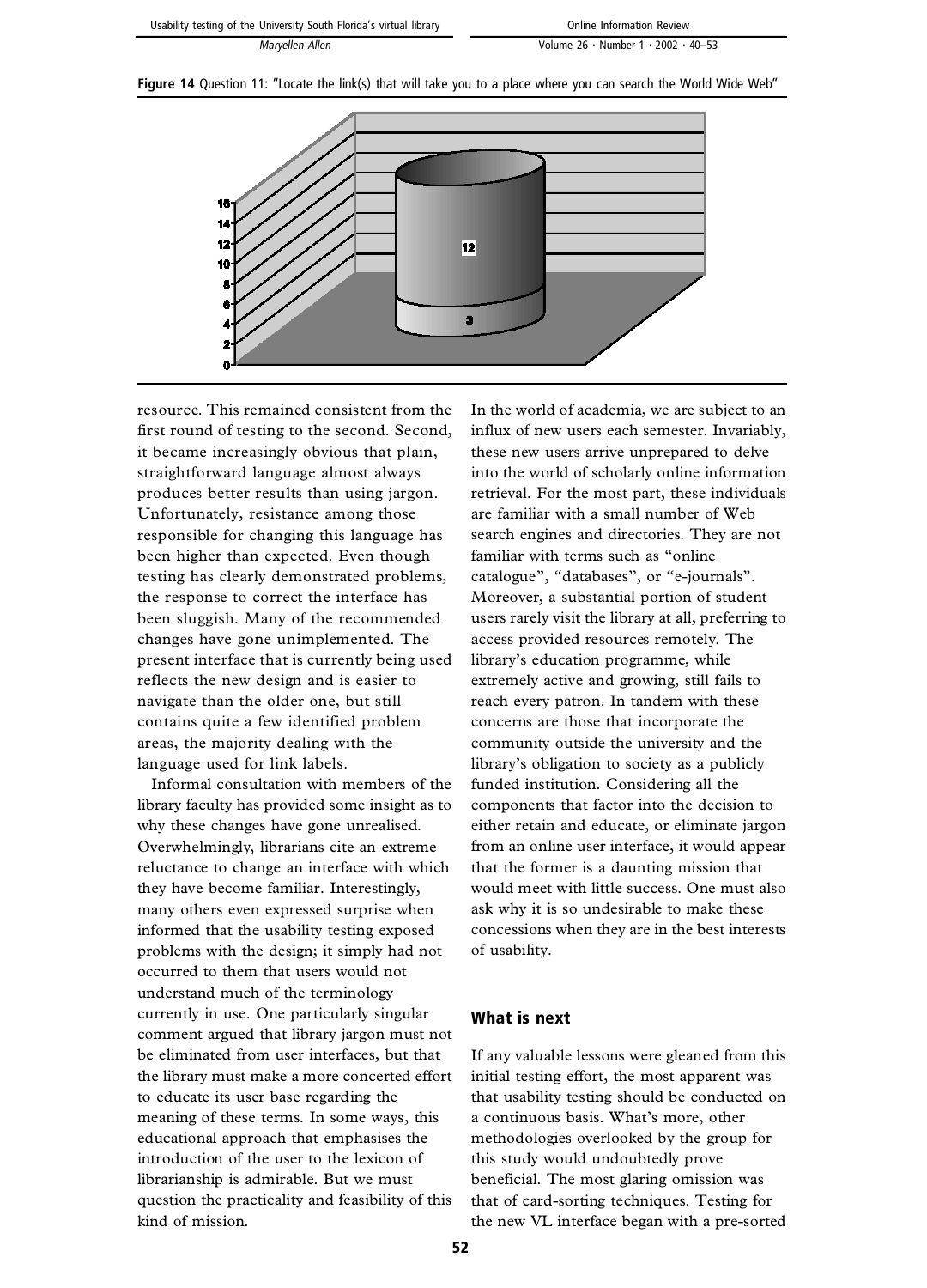**Figure 14** Question 11: "Locate the link(s) that will take you to a place where you can search the World Wide Web"

16
14
12
10
8
6
4
2
0
12
3

resource. This remained consistent from the first round of testing to the second. Second, it became increasingly obvious that plain, straightforward language almost always produces better results than using jargon. Unfortunately, resistance among those responsible for changing this language has been higher than expected. Even though testing has clearly demonstrated problems, the response to correct the interface has been sluggish. Many of the recommended changes have gone unimplemented. The present interface that is currently being used reflects the new design and is easier to navigate than the older one, but still contains quite a few identified problem areas, the majority dealing with the language used for link labels.

Informal consultation with members of the library faculty has provided some insight as to why these changes have gone unrealised. Overwhelmingly, librarians cite an extreme reluctance to change an interface with which they have become familiar. Interestingly, many others even expressed surprise when informed that the usability testing exposed problems with the design; it simply had not occurred to them that users would not understand much of the terminology currently in use. One particularly singular comment argued that library jargon must not be eliminated from user interfaces, but that the library must make a more concerted effort to educate its user base regarding the meaning of these terms. In some ways, this educational approach that emphasises the introduction of the user to the lexicon of librarianship is admirable. But we must question the practicality and feasibility of this kind of mission.

In the world of academia, we are subject to an influx of new users each semester. Invariably, these new users arrive unprepared to delve into the world of scholarly online information retrieval. For the most part, these individuals are familiar with a small number of Web search engines and directories. They are not familiar with terms such as "online catalogue", "databases", or "e-journals". Moreover, a substantial portion of student users rarely visit the library at all, preferring to access provided resources remotely. The library's education programme, while extremely active and growing, still fails to reach every patron. In tandem with these concerns are those that incorporate the community outside the university and the library's obligation to society as a publicly funded institution. Considering all the components that factor into the decision to either retain and educate, or eliminate jargon from an online user interface, it would appear that the former is a daunting mission that would meet with little success. One must also ask why it is so undesirable to make these concessions when they are in the best interests of usability.

## What is next

If any valuable lessons were gleaned from this initial testing effort, the most apparent was that usability testing should be conducted on a continuous basis. What's more, other methodologies overlooked by the group for this study would undoubtedly prove beneficial. The most glaring omission was that of card-sorting techniques. Testing for the new VL interface began with a pre-sorted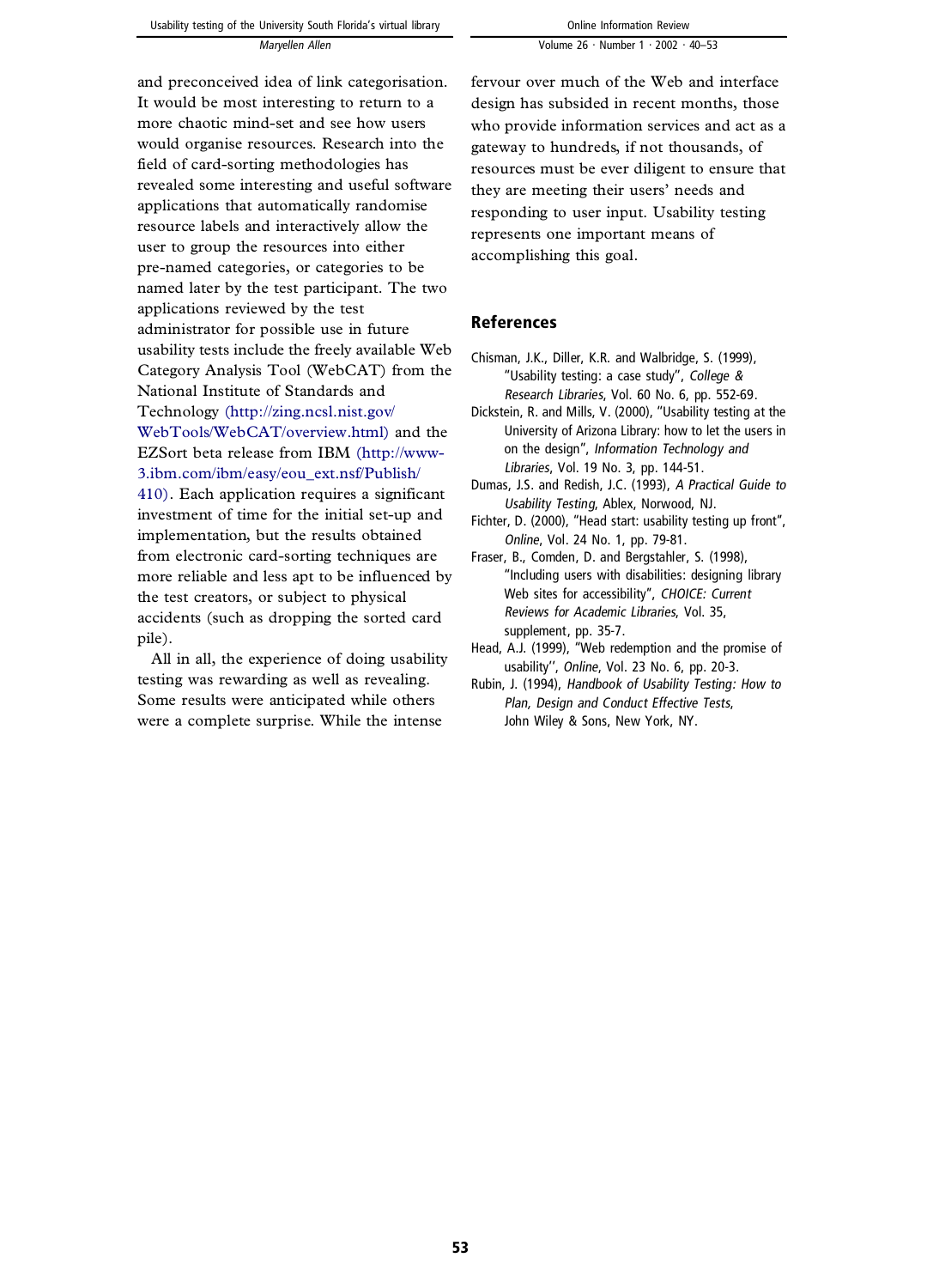and preconceived idea of link categorisation. It would be most interesting to return to a more chaotic mind-set and see how users would organise resources. Research into the field of card-sorting methodologies has revealed some interesting and useful software applications that automatically randomise resource labels and interactively allow the user to group the resources into either pre-named categories, or categories to be named later by the test participant. The two applications reviewed by the test administrator for possible use in future usability tests include the freely available Web Category Analysis Tool (WebCAT) from the National Institute of Standards and Technology (http://zing.ncsl.nist.gov/WebTools/WebCAT/overview.html) and the EZSort beta release from IBM (http://www-3.ibm.com/ibm/easy/eou_ext.nsf/Publish/410). Each application requires a significant investment of time for the initial set-up and implementation, but the results obtained from electronic card-sorting techniques are more reliable and less apt to be influenced by the test creators, or subject to physical accidents (such as dropping the sorted card pile).

All in all, the experience of doing usability testing was rewarding as well as revealing. Some results were anticipated while others were a complete surprise. While the intense fervour over much of the Web and interface design has subsided in recent months, those who provide information services and act as a gateway to hundreds, if not thousands, of resources must be ever diligent to ensure that they are meeting their users' needs and responding to user input. Usability testing represents one important means of accomplishing this goal.

## References

Chisman, J.K., Diller, K.R. and Walbridge, S. (1999), "Usability testing: a case study", *College & Research Libraries*, Vol. 60 No. 6, pp. 552-69.

Dickstein, R. and Mills, V. (2000), "Usability testing at the University of Arizona Library: how to let the users in on the design", *Information Technology and Libraries*, Vol. 19 No. 3, pp. 144-51.

Dumas, J.S. and Redish, J.C. (1993), *A Practical Guide to Usability Testing*, Ablex, Norwood, NJ.

Fichter, D. (2000), "Head start: usability testing up front", *Online*, Vol. 24 No. 1, pp. 79-81.

Fraser, B., Comden, D. and Bergstahler, S. (1998), "Including users with disabilities: designing library Web sites for accessibility", *CHOICE: Current Reviews for Academic Libraries*, Vol. 35, supplement, pp. 35-7.

Head, A.J. (1999), "Web redemption and the promise of usability'', *Online*, Vol. 23 No. 6, pp. 20-3.

Rubin, J. (1994), *Handbook of Usability Testing: How to Plan, Design and Conduct Effective Tests*, John Wiley & Sons, New York, NY.